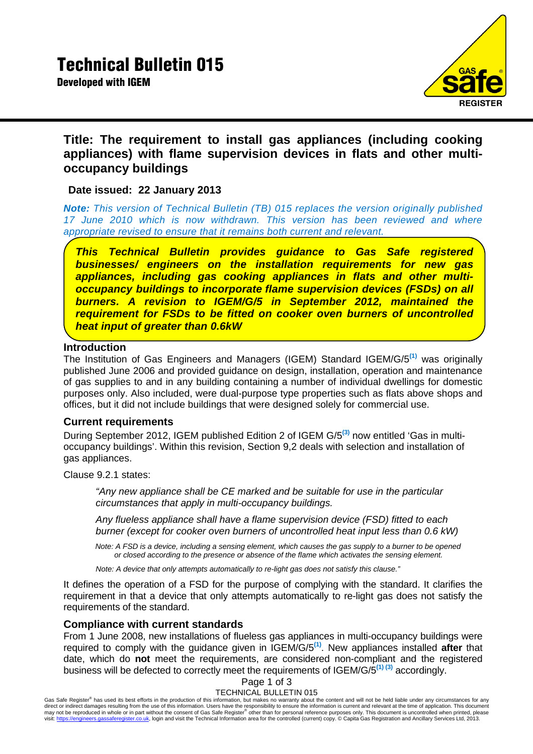# Technical Bulletin 015

**Developed with IGEM**

## Title: The requirement to install gas appliances (including cooking appliances) with flame supervision devices in flats and other multi-occupancy buildings

**Date issued: 22 January 2013**

***Note:*** *This version of Technical Bulletin (TB) 015 replaces the version originally published 17 June 2010 which is now withdrawn. This version has been reviewed and where appropriate revised to ensure that it remains both current and relevant.*

***This Technical Bulletin provides guidance to Gas Safe registered businesses/ engineers on the installation requirements for new gas appliances, including gas cooking appliances in flats and other multi-occupancy buildings to incorporate flame supervision devices (FSDs) on all burners. A revision to IGEM/G/5 in September 2012, maintained the requirement for FSDs to be fitted on cooker oven burners of uncontrolled heat input of greater than 0.6kW***

### Introduction

The Institution of Gas Engineers and Managers (IGEM) Standard IGEM/G/5[(1)] was originally published June 2006 and provided guidance on design, installation, operation and maintenance of gas supplies to and in any building containing a number of individual dwellings for domestic purposes only. Also included, were dual-purpose type properties such as flats above shops and offices, but it did not include buildings that were designed solely for commercial use.

### Current requirements

During September 2012, IGEM published Edition 2 of IGEM G/5[(3)] now entitled 'Gas in multi-occupancy buildings'. Within this revision, Section 9,2 deals with selection and installation of gas appliances.

Clause 9.2.1 states:

> *"Any new appliance shall be CE marked and be suitable for use in the particular circumstances that apply in multi-occupancy buildings.*
>
> *Any flueless appliance shall have a flame supervision device (FSD) fitted to each burner (except for cooker oven burners of uncontrolled heat input less than 0.6 kW)*
>
> *Note: A FSD is a device, including a sensing element, which causes the gas supply to a burner to be opened or closed according to the presence or absence of the flame which activates the sensing element.*
>
> *Note: A device that only attempts automatically to re-light gas does not satisfy this clause."*

It defines the operation of a FSD for the purpose of complying with the standard. It clarifies the requirement in that a device that only attempts automatically to re-light gas does not satisfy the requirements of the standard.

### Compliance with current standards

From 1 June 2008, new installations of flueless gas appliances in multi-occupancy buildings were required to comply with the guidance given in IGEM/G/5[(1)]. New appliances installed **after** that date, which do **not** meet the requirements, are considered non-compliant and the registered business will be defected to correctly meet the requirements of IGEM/G/5[(1) (3)] accordingly.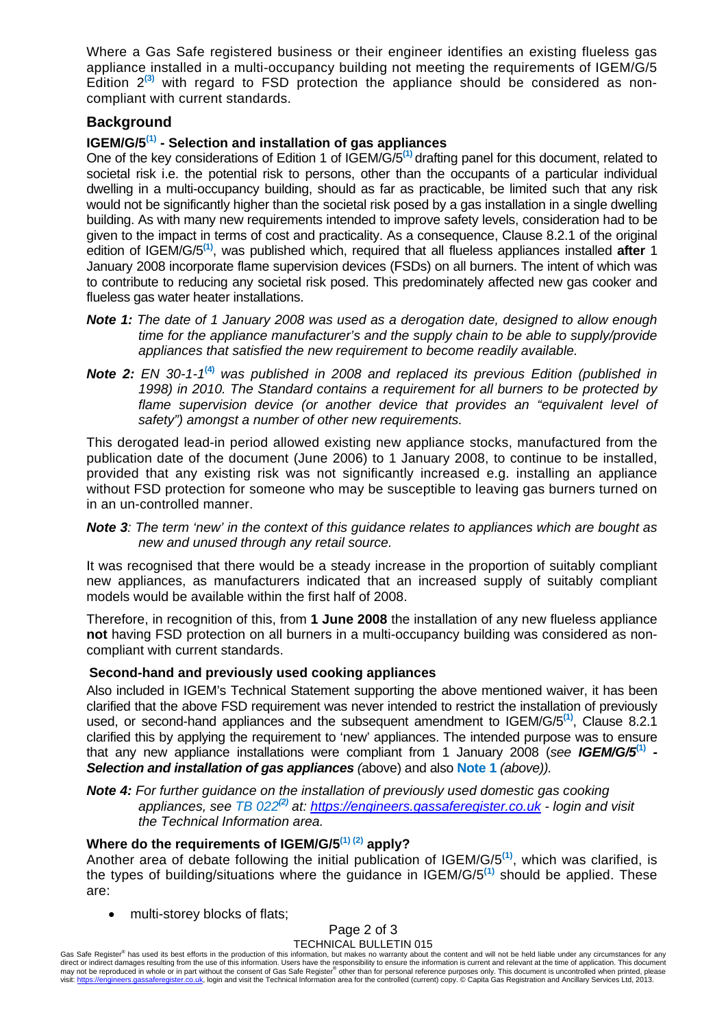Where a Gas Safe registered business or their engineer identifies an existing flueless gas appliance installed in a multi-occupancy building not meeting the requirements of IGEM/G/5 Edition 2[3] with regard to FSD protection the appliance should be considered as non-compliant with current standards.

## Background

### IGEM/G/5[1] - Selection and installation of gas appliances

One of the key considerations of Edition 1 of IGEM/G/5[1] drafting panel for this document, related to societal risk i.e. the potential risk to persons, other than the occupants of a particular individual dwelling in a multi-occupancy building, should as far as practicable, be limited such that any risk would not be significantly higher than the societal risk posed by a gas installation in a single dwelling building. As with many new requirements intended to improve safety levels, consideration had to be given to the impact in terms of cost and practicality. As a consequence, Clause 8.2.1 of the original edition of IGEM/G/5[1], was published which, required that all flueless appliances installed **after** 1 January 2008 incorporate flame supervision devices (FSDs) on all burners. The intent of which was to contribute to reducing any societal risk posed. This predominately affected new gas cooker and flueless gas water heater installations.

***Note 1:*** *The date of 1 January 2008 was used as a derogation date, designed to allow enough time for the appliance manufacturer's and the supply chain to be able to supply/provide appliances that satisfied the new requirement to become readily available.*

***Note 2:*** *EN 30-1-1[4] was published in 2008 and replaced its previous Edition (published in 1998) in 2010. The Standard contains a requirement for all burners to be protected by flame supervision device (or another device that provides an "equivalent level of safety") amongst a number of other new requirements.*

This derogated lead-in period allowed existing new appliance stocks, manufactured from the publication date of the document (June 2006) to 1 January 2008, to continue to be installed, provided that any existing risk was not significantly increased e.g. installing an appliance without FSD protection for someone who may be susceptible to leaving gas burners turned on in an un-controlled manner.

***Note 3****: The term 'new' in the context of this guidance relates to appliances which are bought as new and unused through any retail source.*

It was recognised that there would be a steady increase in the proportion of suitably compliant new appliances, as manufacturers indicated that an increased supply of suitably compliant models would be available within the first half of 2008.

Therefore, in recognition of this, from **1 June 2008** the installation of any new flueless appliance **not** having FSD protection on all burners in a multi-occupancy building was considered as non-compliant with current standards.

### Second-hand and previously used cooking appliances

Also included in IGEM's Technical Statement supporting the above mentioned waiver, it has been clarified that the above FSD requirement was never intended to restrict the installation of previously used, or second-hand appliances and the subsequent amendment to IGEM/G/5[1], Clause 8.2.1 clarified this by applying the requirement to 'new' appliances. The intended purpose was to ensure that any new appliance installations were compliant from 1 January 2008 (*see* ***IGEM/G/5[1] - Selection and installation of gas appliances*** *(*above) and also **Note 1** *(above)).*

***Note 4:*** *For further guidance on the installation of previously used domestic gas cooking appliances, see TB 022[2] at: https://engineers.gassaferegister.co.uk - login and visit the Technical Information area.*

### Where do the requirements of IGEM/G/5[1] [2] apply?

Another area of debate following the initial publication of IGEM/G/5[1], which was clarified, is the types of building/situations where the guidance in IGEM/G/5[1] should be applied. These are:

- multi-storey blocks of flats;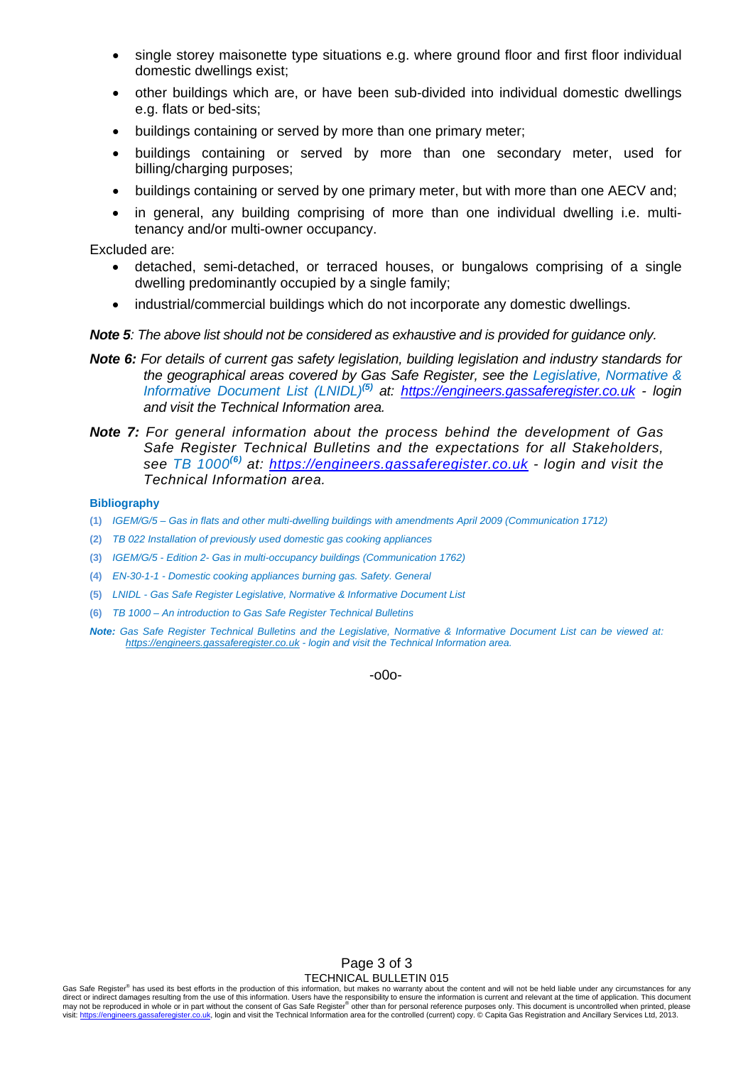- single storey maisonette type situations e.g. where ground floor and first floor individual domestic dwellings exist;
- other buildings which are, or have been sub-divided into individual domestic dwellings e.g. flats or bed-sits;
- buildings containing or served by more than one primary meter;
- buildings containing or served by more than one secondary meter, used for billing/charging purposes;
- buildings containing or served by one primary meter, but with more than one AECV and;
- in general, any building comprising of more than one individual dwelling i.e. multi-tenancy and/or multi-owner occupancy.

Excluded are:

- detached, semi-detached, or terraced houses, or bungalows comprising of a single dwelling predominantly occupied by a single family;
- industrial/commercial buildings which do not incorporate any domestic dwellings.

***Note 5****: The above list should not be considered as exhaustive and is provided for guidance only.*

***Note 6:*** *For details of current gas safety legislation, building legislation and industry standards for the geographical areas covered by Gas Safe Register, see the Legislative, Normative & Informative Document List (LNIDL)[(5)] at: https://engineers.gassaferegister.co.uk - login and visit the Technical Information area.*

***Note 7:*** *For general information about the process behind the development of Gas Safe Register Technical Bulletins and the expectations for all Stakeholders, see TB 1000[(6)] at: https://engineers.gassaferegister.co.uk - login and visit the Technical Information area.*

**Bibliography**

(1) *IGEM/G/5 – Gas in flats and other multi-dwelling buildings with amendments April 2009 (Communication 1712)*

(2) *TB 022 Installation of previously used domestic gas cooking appliances*

(3) *IGEM/G/5 - Edition 2- Gas in multi-occupancy buildings (Communication 1762)*

(4) *EN-30-1-1 - Domestic cooking appliances burning gas. Safety. General*

(5) *LNIDL - Gas Safe Register Legislative, Normative & Informative Document List*

(6) *TB 1000 – An introduction to Gas Safe Register Technical Bulletins*

***Note:*** *Gas Safe Register Technical Bulletins and the Legislative, Normative & Informative Document List can be viewed at: https://engineers.gassaferegister.co.uk - login and visit the Technical Information area.*

-o0o-